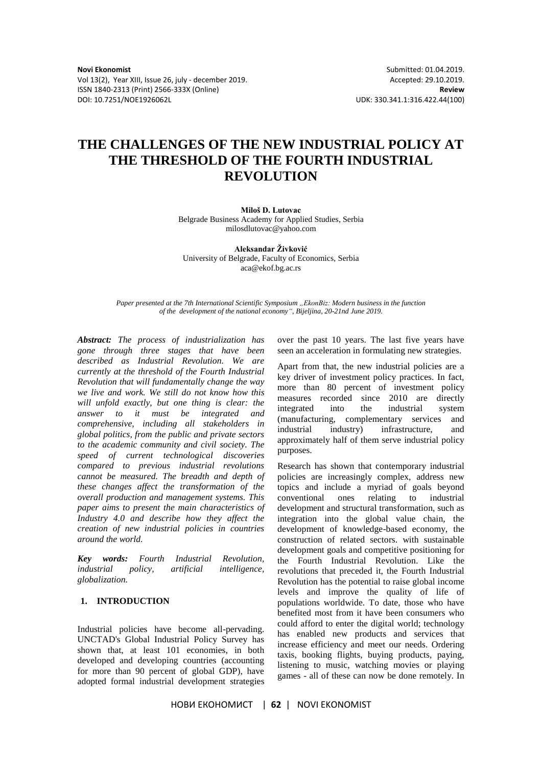**Novi Ekonomist**
Vol 13(2), Year XIII, Issue 26, july - december 2019.
ISSN 1840-2313 (Print) 2566-333X (Online)
DOI: 10.7251/NOE1926062L

Submitted: 01.04.2019.
Accepted: 29.10.2019.
**Review**
UDK: 330.341.1:316.422.44(100)

# THE CHALLENGES OF THE NEW INDUSTRIAL POLICY AT THE THRESHOLD OF THE FOURTH INDUSTRIAL REVOLUTION

**Miloš D. Lutovac**
Belgrade Business Academy for Applied Studies, Serbia
milosdlutovac@yahoo.com

**Aleksandar Živković**
University of Belgrade, Faculty of Economics, Serbia
aca@ekof.bg.ac.rs

*Paper presented at the 7th International Scientific Symposium „EkonBiz: Modern business in the function of the development of the national economy", Bijeljina, 20-21nd June 2019.*

***Abstract:*** *The process of industrialization has gone through three stages that have been described as Industrial Revolution. We are currently at the threshold of the Fourth Industrial Revolution that will fundamentally change the way we live and work. We still do not know how this will unfold exactly, but one thing is clear: the answer to it must be integrated and comprehensive, including all stakeholders in global politics, from the public and private sectors to the academic community and civil society. The speed of current technological discoveries compared to previous industrial revolutions cannot be measured. The breadth and depth of these changes affect the transformation of the overall production and management systems. This paper aims to present the main characteristics of Industry 4.0 and describe how they affect the creation of new industrial policies in countries around the world.*

***Key words:*** *Fourth Industrial Revolution, industrial policy, artificial intelligence, globalization.*

## 1. INTRODUCTION

Industrial policies have become all-pervading. UNCTAD's Global Industrial Policy Survey has shown that, at least 101 economies, in both developed and developing countries (accounting for more than 90 percent of global GDP), have adopted formal industrial development strategies over the past 10 years. The last five years have seen an acceleration in formulating new strategies.

Apart from that, the new industrial policies are a key driver of investment policy practices. In fact, more than 80 percent of investment policy measures recorded since 2010 are directly integrated into the industrial system (manufacturing, complementary services and industrial industry) infrastructure, and approximately half of them serve industrial policy purposes.

Research has shown that contemporary industrial policies are increasingly complex, address new topics and include a myriad of goals beyond conventional ones relating to industrial development and structural transformation, such as integration into the global value chain, the development of knowledge-based economy, the construction of related sectors. with sustainable development goals and competitive positioning for the Fourth Industrial Revolution. Like the revolutions that preceded it, the Fourth Industrial Revolution has the potential to raise global income levels and improve the quality of life of populations worldwide. To date, those who have benefited most from it have been consumers who could afford to enter the digital world; technology has enabled new products and services that increase efficiency and meet our needs. Ordering taxis, booking flights, buying products, paying, listening to music, watching movies or playing games - all of these can now be done remotely. In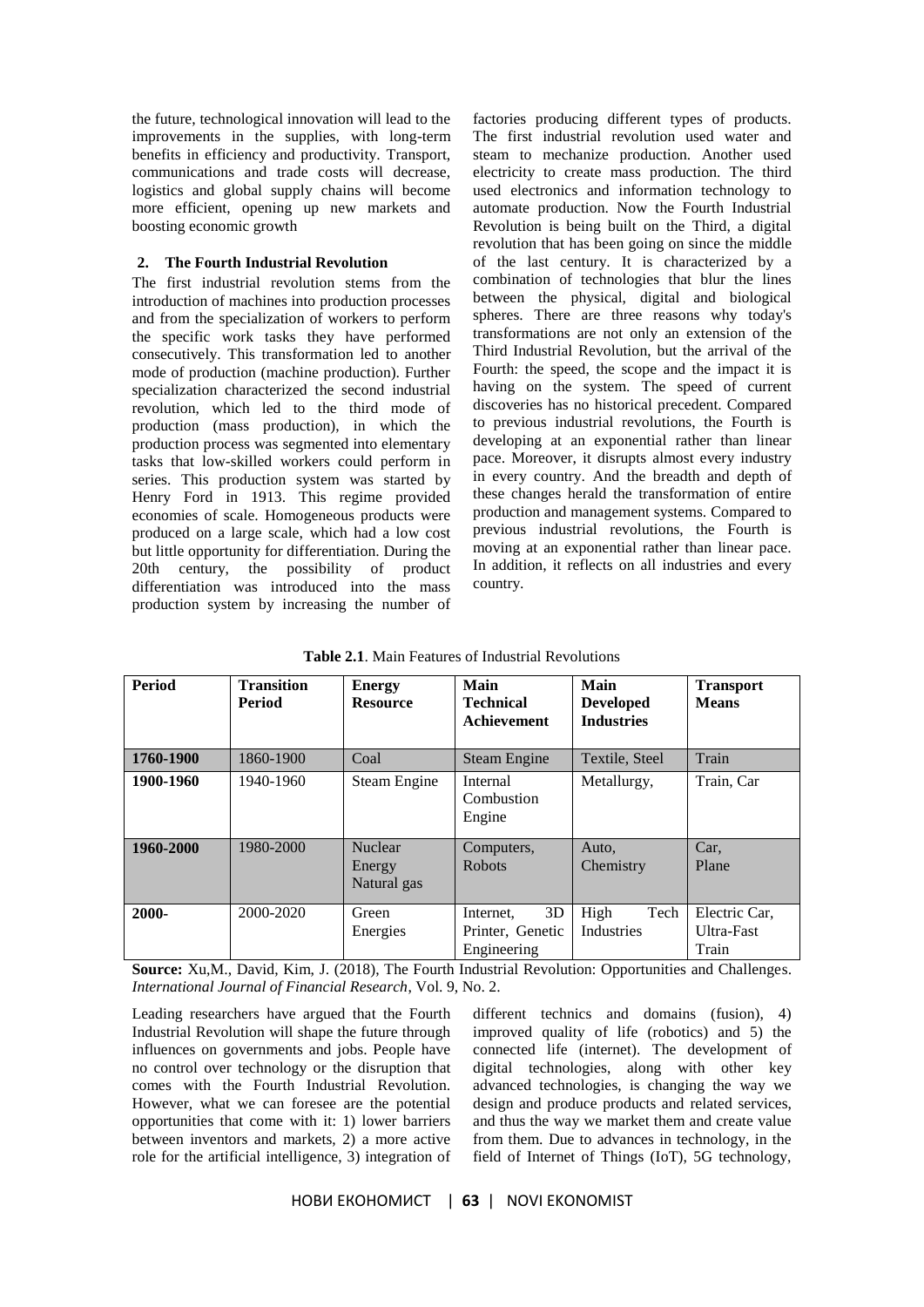the future, technological innovation will lead to the improvements in the supplies, with long-term benefits in efficiency and productivity. Transport, communications and trade costs will decrease, logistics and global supply chains will become more efficient, opening up new markets and boosting economic growth

## 2. The Fourth Industrial Revolution

The first industrial revolution stems from the introduction of machines into production processes and from the specialization of workers to perform the specific work tasks they have performed consecutively. This transformation led to another mode of production (machine production). Further specialization characterized the second industrial revolution, which led to the third mode of production (mass production), in which the production process was segmented into elementary tasks that low-skilled workers could perform in series. This production system was started by Henry Ford in 1913. This regime provided economies of scale. Homogeneous products were produced on a large scale, which had a low cost but little opportunity for differentiation. During the 20th century, the possibility of product differentiation was introduced into the mass production system by increasing the number of factories producing different types of products. The first industrial revolution used water and steam to mechanize production. Another used electricity to create mass production. The third used electronics and information technology to automate production. Now the Fourth Industrial Revolution is being built on the Third, a digital revolution that has been going on since the middle of the last century. It is characterized by a combination of technologies that blur the lines between the physical, digital and biological spheres. There are three reasons why today's transformations are not only an extension of the Third Industrial Revolution, but the arrival of the Fourth: the speed, the scope and the impact it is having on the system. The speed of current discoveries has no historical precedent. Compared to previous industrial revolutions, the Fourth is developing at an exponential rather than linear pace. Moreover, it disrupts almost every industry in every country. And the breadth and depth of these changes herald the transformation of entire production and management systems. Compared to previous industrial revolutions, the Fourth is moving at an exponential rather than linear pace. In addition, it reflects on all industries and every country.

**Table 2.1**. Main Features of Industrial Revolutions

| Period | Transition Period | Energy Resource | Main Technical Achievement | Main Developed Industries | Transport Means |
|---|---|---|---|---|---|
| **1760-1900** | 1860-1900 | Coal | Steam Engine | Textile, Steel | Train |
| **1900-1960** | 1940-1960 | Steam Engine | Internal Combustion Engine | Metallurgy, | Train, Car |
| **1960-2000** | 1980-2000 | Nuclear Energy Natural gas | Computers, Robots | Auto, Chemistry | Car, Plane |
| **2000-** | 2000-2020 | Green Energies | Internet, 3D Printer, Genetic Engineering | High Tech Industries | Electric Car, Ultra-Fast Train |

**Source:** Xu,M., David, Kim, J. (2018), The Fourth Industrial Revolution: Opportunities and Challenges. *International Journal of Financial Research*, Vol. 9, No. 2.

Leading researchers have argued that the Fourth Industrial Revolution will shape the future through influences on governments and jobs. People have no control over technology or the disruption that comes with the Fourth Industrial Revolution. However, what we can foresee are the potential opportunities that come with it: 1) lower barriers between inventors and markets, 2) a more active role for the artificial intelligence, 3) integration of different technics and domains (fusion), 4) improved quality of life (robotics) and 5) the connected life (internet). The development of digital technologies, along with other key advanced technologies, is changing the way we design and produce products and related services, and thus the way we market them and create value from them. Due to advances in technology, in the field of Internet of Things (IoT), 5G technology,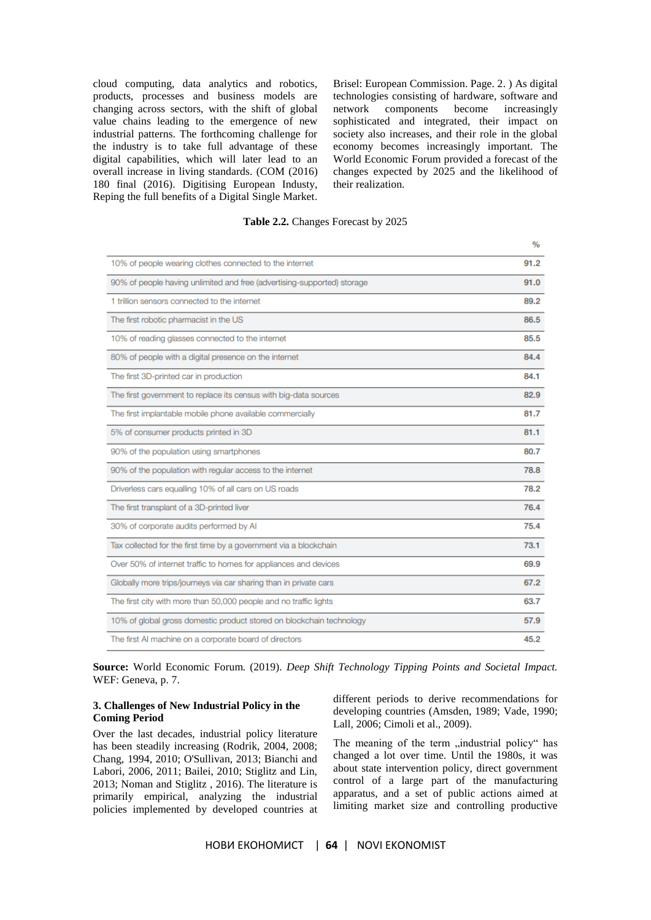cloud computing, data analytics and robotics, products, processes and business models are changing across sectors, with the shift of global value chains leading to the emergence of new industrial patterns. The forthcoming challenge for the industry is to take full advantage of these digital capabilities, which will later lead to an overall increase in living standards. (COM (2016) 180 final (2016). Digitising European Industy, Reping the full benefits of a Digital Single Market. Brisel: European Commission. Page. 2. ) As digital technologies consisting of hardware, software and network components become increasingly sophisticated and integrated, their impact on society also increases, and their role in the global economy becomes increasingly important. The World Economic Forum provided a forecast of the changes expected by 2025 and the likelihood of their realization.

**Table 2.2.** Changes Forecast by 2025

| | % |
|---|---|
| 10% of people wearing clothes connected to the internet | 91.2 |
| 90% of people having unlimited and free (advertising-supported) storage | 91.0 |
| 1 trillion sensors connected to the internet | 89.2 |
| The first robotic pharmacist in the US | 86.5 |
| 10% of reading glasses connected to the internet | 85.5 |
| 80% of people with a digital presence on the internet | 84.4 |
| The first 3D-printed car in production | 84.1 |
| The first government to replace its census with big-data sources | 82.9 |
| The first implantable mobile phone available commercially | 81.7 |
| 5% of consumer products printed in 3D | 81.1 |
| 90% of the population using smartphones | 80.7 |
| 90% of the population with regular access to the internet | 78.8 |
| Driverless cars equalling 10% of all cars on US roads | 78.2 |
| The first transplant of a 3D-printed liver | 76.4 |
| 30% of corporate audits performed by AI | 75.4 |
| Tax collected for the first time by a government via a blockchain | 73.1 |
| Over 50% of internet traffic to homes for appliances and devices | 69.9 |
| Globally more trips/journeys via car sharing than in private cars | 67.2 |
| The first city with more than 50,000 people and no traffic lights | 63.7 |
| 10% of global gross domestic product stored on blockchain technology | 57.9 |
| The first AI machine on a corporate board of directors | 45.2 |

**Source:** World Economic Forum. (2019). *Deep Shift Technology Tipping Points and Societal Impact.* WEF: Geneva, p. 7.

## 3. Challenges of New Industrial Policy in the Coming Period

Over the last decades, industrial policy literature has been steadily increasing (Rodrik, 2004, 2008; Chang, 1994, 2010; O'Sullivan, 2013; Bianchi and Labori, 2006, 2011; Bailei, 2010; Stiglitz and Lin, 2013; Noman and Stiglitz , 2016). The literature is primarily empirical, analyzing the industrial policies implemented by developed countries at different periods to derive recommendations for developing countries (Amsden, 1989; Vade, 1990; Lall, 2006; Cimoli et al., 2009).

The meaning of the term „industrial policy" has changed a lot over time. Until the 1980s, it was about state intervention policy, direct government control of a large part of the manufacturing apparatus, and a set of public actions aimed at limiting market size and controlling productive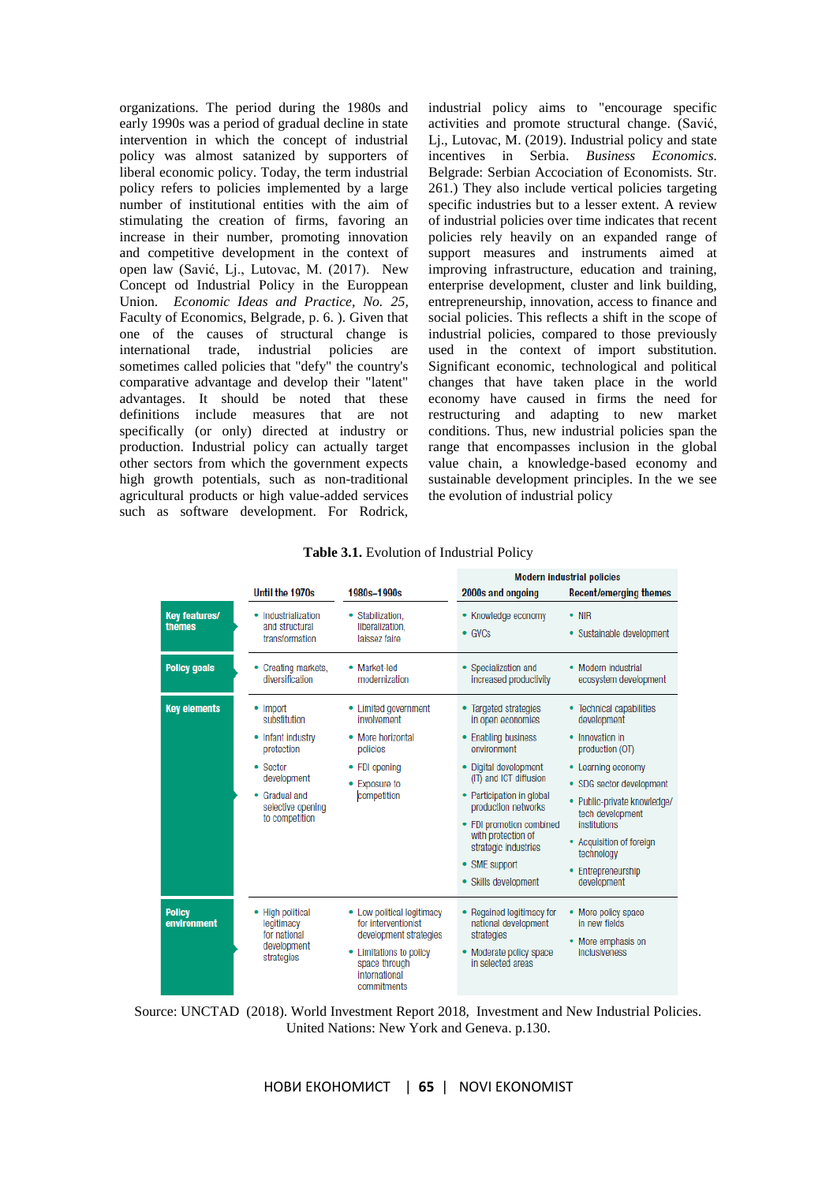organizations. The period during the 1980s and early 1990s was a period of gradual decline in state intervention in which the concept of industrial policy was almost satanized by supporters of liberal economic policy. Today, the term industrial policy refers to policies implemented by a large number of institutional entities with the aim of stimulating the creation of firms, favoring an increase in their number, promoting innovation and competitive development in the context of open law (Savić, Lj., Lutovac, M. (2017). New Concept od Industrial Policy in the Europpean Union. *Economic Ideas and Practice, No. 25,* Faculty of Economics, Belgrade, p. 6. ). Given that one of the causes of structural change is international trade, industrial policies are sometimes called policies that "defy" the country's comparative advantage and develop their "latent" advantages. It should be noted that these definitions include measures that are not specifically (or only) directed at industry or production. Industrial policy can actually target other sectors from which the government expects high growth potentials, such as non-traditional agricultural products or high value-added services such as software development. For Rodrick, industrial policy aims to "encourage specific activities and promote structural change. (Savić, Lj., Lutovac, M. (2019). Industrial policy and state incentives in Serbia. *Business Economics.* Belgrade: Serbian Accociation of Economists. Str. 261.) They also include vertical policies targeting specific industries but to a lesser extent. A review of industrial policies over time indicates that recent policies rely heavily on an expanded range of support measures and instruments aimed at improving infrastructure, education and training, enterprise development, cluster and link building, entrepreneurship, innovation, access to finance and social policies. This reflects a shift in the scope of industrial policies, compared to those previously used in the context of import substitution. Significant economic, technological and political changes that have taken place in the world economy have caused in firms the need for restructuring and adapting to new market conditions. Thus, new industrial policies span the range that encompasses inclusion in the global value chain, a knowledge-based economy and sustainable development principles. In the we see the evolution of industrial policy

**Table 3.1.** Evolution of Industrial Policy

| | Until the 1970s | 1980s–1990s | Modern industrial policies: 2000s and ongoing | Modern industrial policies: Recent/emerging themes |
|---|---|---|---|---|
| **Key features/ themes** | • Industrialization and structural transformation | • Stabilization, liberalization, laissez faire | • Knowledge economy<br>• GVCs | • NIR<br>• Sustainable development |
| **Policy goals** | • Creating markets, diversification | • Market-led modernization | • Specialization and increased productivity | • Modern industrial ecosystem development |
| **Key elements** | • Import substitution<br>• Infant industry protection<br>• Sector development<br>• Gradual and selective opening to competition | • Limited government involvement<br>• More horizontal policies<br>• FDI opening<br>• Exposure to competition | • Targeted strategies in open economies<br>• Enabling business environment<br>• Digital development (IT) and ICT diffusion<br>• Participation in global production networks<br>• FDI promotion combined with protection of strategic industries<br>• SME support<br>• Skills development | • Technical capabilities development<br>• Innovation in production (OT)<br>• Learning economy<br>• SDG sector development<br>• Public-private knowledge/ tech development institutions<br>• Acquisition of foreign technology<br>• Entrepreneurship development |
| **Policy environment** | • High political legitimacy for national development strategies | • Low political legitimacy for interventionist development strategies<br>• Limitations to policy space through international commitments | • Regained legitimacy for national development strategies<br>• Moderate policy space in selected areas | • More policy space in new fields<br>• More emphasis on inclusiveness |

Source: UNCTAD (2018). World Investment Report 2018, Investment and New Industrial Policies. United Nations: New York and Geneva. p.130.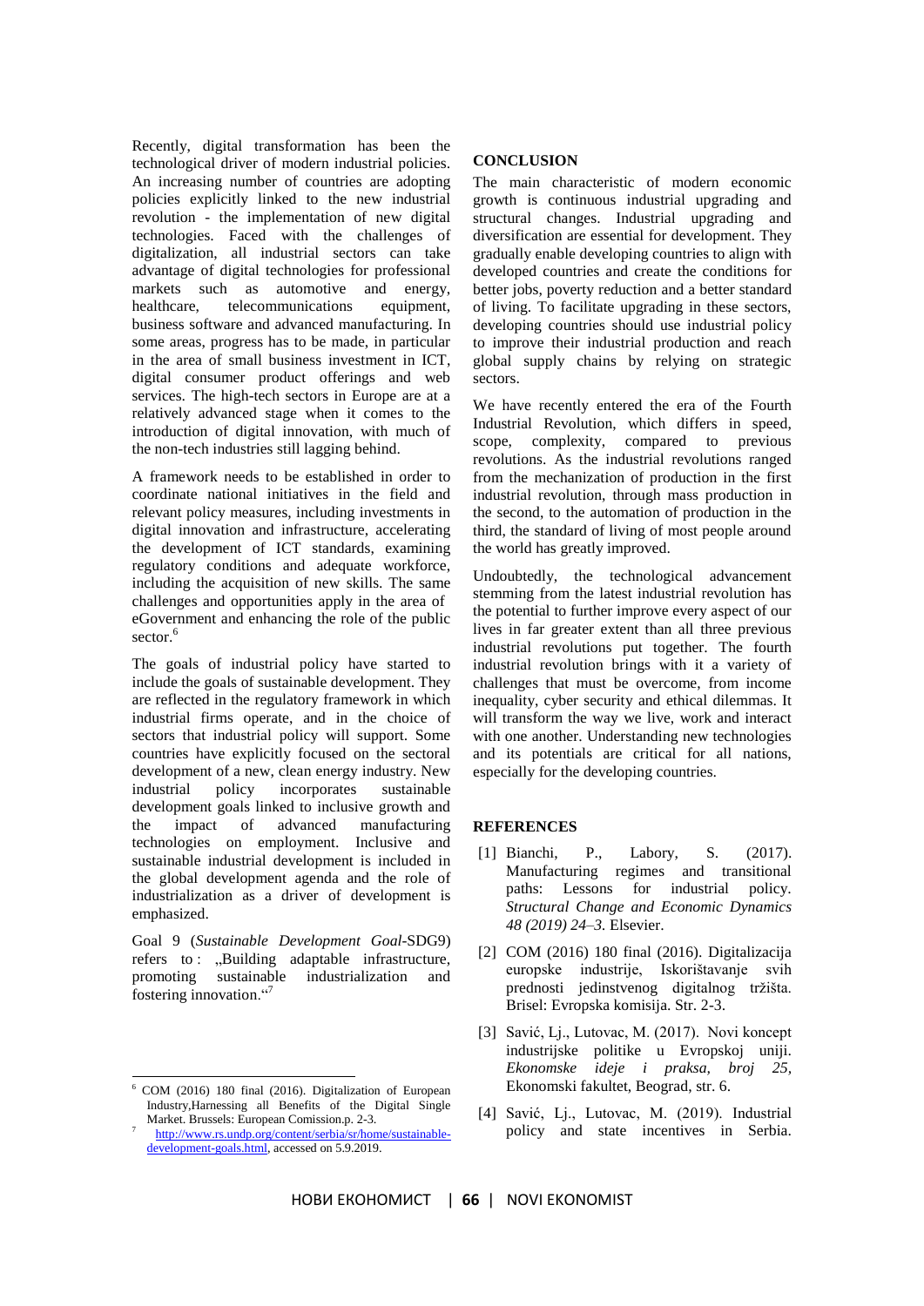Recently, digital transformation has been the technological driver of modern industrial policies. An increasing number of countries are adopting policies explicitly linked to the new industrial revolution - the implementation of new digital technologies. Faced with the challenges of digitalization, all industrial sectors can take advantage of digital technologies for professional markets such as automotive and energy, healthcare, telecommunications equipment, business software and advanced manufacturing. In some areas, progress has to be made, in particular in the area of small business investment in ICT, digital consumer product offerings and web services. The high-tech sectors in Europe are at a relatively advanced stage when it comes to the introduction of digital innovation, with much of the non-tech industries still lagging behind.

A framework needs to be established in order to coordinate national initiatives in the field and relevant policy measures, including investments in digital innovation and infrastructure, accelerating the development of ICT standards, examining regulatory conditions and adequate workforce, including the acquisition of new skills. The same challenges and opportunities apply in the area of eGovernment and enhancing the role of the public sector.[6]

The goals of industrial policy have started to include the goals of sustainable development. They are reflected in the regulatory framework in which industrial firms operate, and in the choice of sectors that industrial policy will support. Some countries have explicitly focused on the sectoral development of a new, clean energy industry. New industrial policy incorporates sustainable development goals linked to inclusive growth and the impact of advanced manufacturing technologies on employment. Inclusive and sustainable industrial development is included in the global development agenda and the role of industrialization as a driver of development is emphasized.

Goal 9 (*Sustainable Development Goal*-SDG9) refers to : „Building adaptable infrastructure, promoting sustainable industrialization and fostering innovation."[7]

[6] COM (2016) 180 final (2016). Digitalization of European Industry,Harnessing all Benefits of the Digital Single Market. Brussels: European Comission.p. 2-3.

[7] http://www.rs.undp.org/content/serbia/sr/home/sustainable-development-goals.html, accessed on 5.9.2019.

## CONCLUSION

The main characteristic of modern economic growth is continuous industrial upgrading and structural changes. Industrial upgrading and diversification are essential for development. They gradually enable developing countries to align with developed countries and create the conditions for better jobs, poverty reduction and a better standard of living. To facilitate upgrading in these sectors, developing countries should use industrial policy to improve their industrial production and reach global supply chains by relying on strategic sectors.

We have recently entered the era of the Fourth Industrial Revolution, which differs in speed, scope, complexity, compared to previous revolutions. As the industrial revolutions ranged from the mechanization of production in the first industrial revolution, through mass production in the second, to the automation of production in the third, the standard of living of most people around the world has greatly improved.

Undoubtedly, the technological advancement stemming from the latest industrial revolution has the potential to further improve every aspect of our lives in far greater extent than all three previous industrial revolutions put together. The fourth industrial revolution brings with it a variety of challenges that must be overcome, from income inequality, cyber security and ethical dilemmas. It will transform the way we live, work and interact with one another. Understanding new technologies and its potentials are critical for all nations, especially for the developing countries.

## REFERENCES

[1] Bianchi, P., Labory, S. (2017). Manufacturing regimes and transitional paths: Lessons for industrial policy. *Structural Change and Economic Dynamics 48 (2019) 24–3.* Elsevier.

[2] COM (2016) 180 final (2016). Digitalizacija europske industrije, Iskorištavanje svih prednosti jedinstvenog digitalnog tržišta. Brisel: Evropska komisija. Str. 2-3.

[3] Savić, Lj., Lutovac, M. (2017). Novi koncept industrijske politike u Evropskoj uniji. *Ekonomske ideje i praksa, broj 25,* Ekonomski fakultet, Beograd, str. 6.

[4] Savić, Lj., Lutovac, M. (2019). Industrial policy and state incentives in Serbia.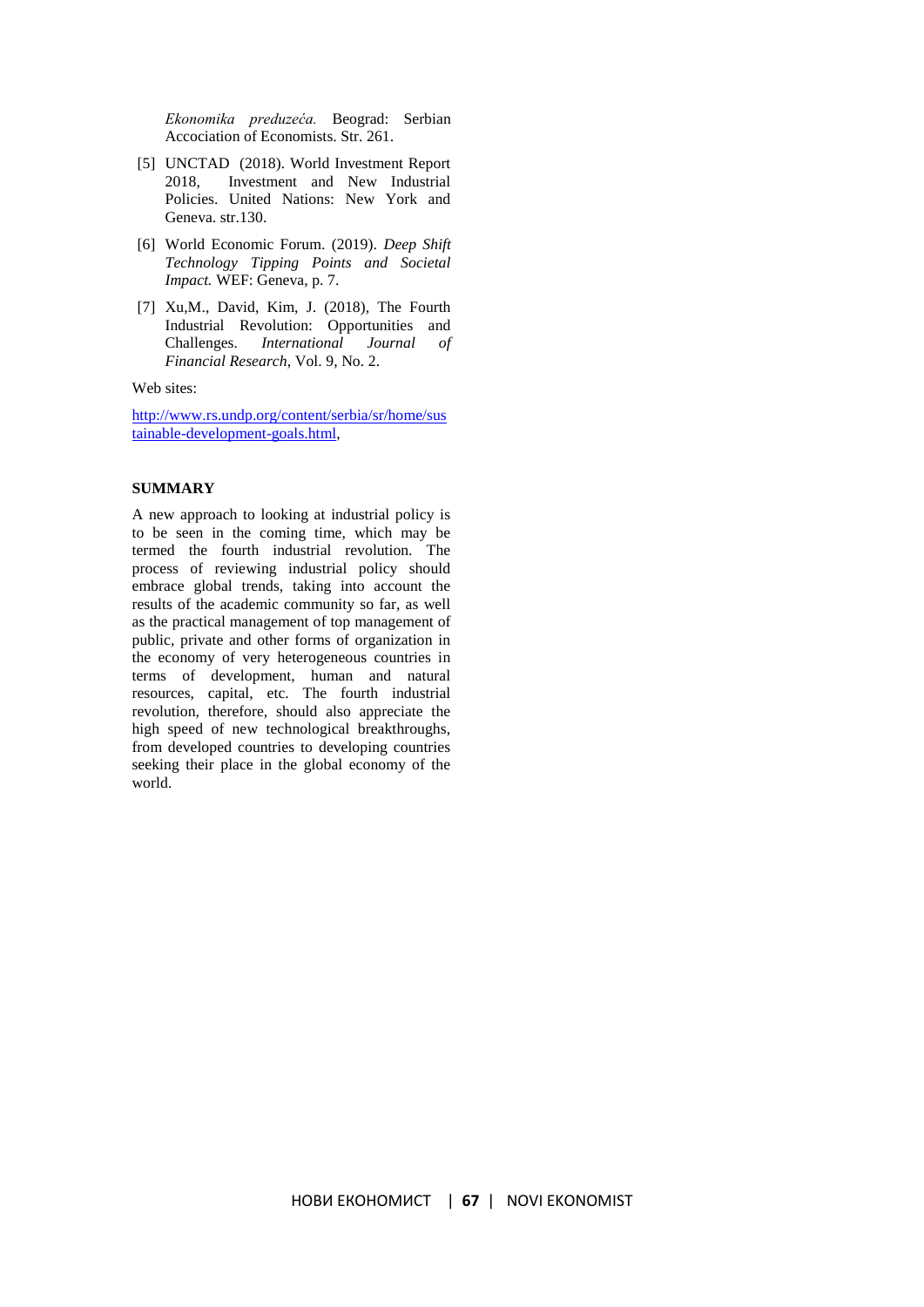*Ekonomika preduzeća.* Beograd: Serbian Accociation of Economists. Str. 261.

[5] UNCTAD (2018). World Investment Report 2018, Investment and New Industrial Policies. United Nations: New York and Geneva. str.130.

[6] World Economic Forum. (2019). *Deep Shift Technology Tipping Points and Societal Impact.* WEF: Geneva, p. 7.

[7] Xu,M., David, Kim, J. (2018), The Fourth Industrial Revolution: Opportunities and Challenges. *International Journal of Financial Research*, Vol. 9, No. 2.

Web sites:

http://www.rs.undp.org/content/serbia/sr/home/sustainable-development-goals.html,

**SUMMARY**

A new approach to looking at industrial policy is to be seen in the coming time, which may be termed the fourth industrial revolution. The process of reviewing industrial policy should embrace global trends, taking into account the results of the academic community so far, as well as the practical management of top management of public, private and other forms of organization in the economy of very heterogeneous countries in terms of development, human and natural resources, capital, etc. The fourth industrial revolution, therefore, should also appreciate the high speed of new technological breakthroughs, from developed countries to developing countries seeking their place in the global economy of the world.